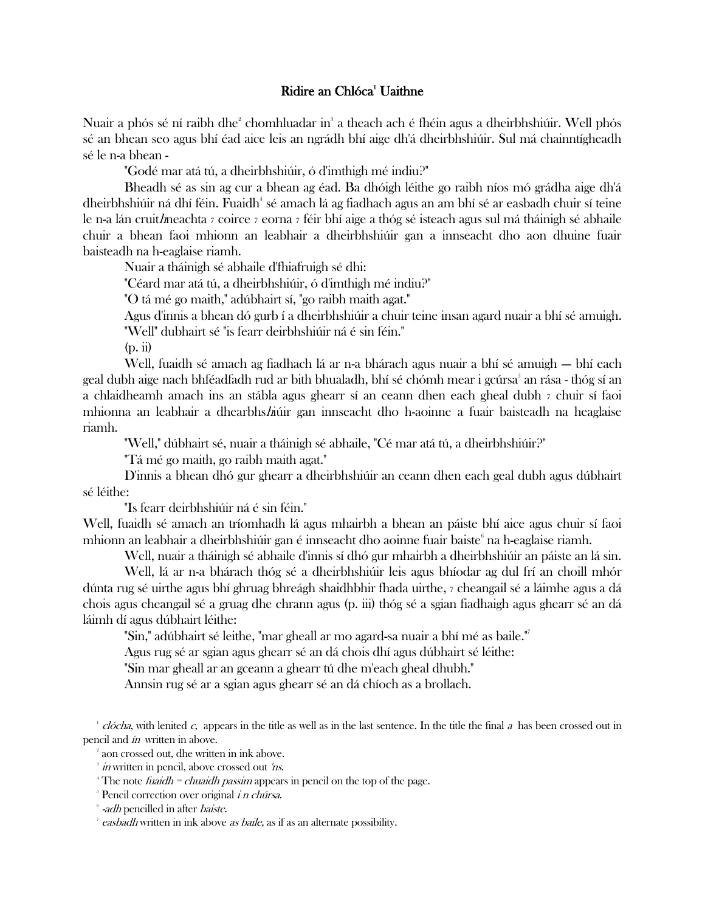## Ridire an Chlóca[1] Uaithne

Nuair a phós sé ní raibh dhe[2] chomhluadar in[3] a theach ach é fhéin agus a dheirbhshiúir. Well phós sé an bhean seo agus bhí éad aice leis an ngrádh bhí aige dh'á dheirbhshiúir. Sul má chainntígheadh sé le n-a bhean -

"Godé mar atá tú, a dheirbhshiúir, ó d'imthigh mé indiu?"

Bheadh sé as sin ag cur a bhean ag éad. Ba dhóigh léithe go raibh níos mó grádha aige dh'á dheirbhshiúir ná dhí féin. Fuaidh[4] sé amach lá ag fiadhach agus an am bhí sé ar easbadh chuir sí teine le n-a lán cruit*h*neachta 7 coirce 7 eorna 7 féir bhí aige a thóg sé isteach agus sul má tháinigh sé abhaile chuir a bhean faoi mhionn an leabhair a dheirbhshiúir gan a innseacht dho aon dhuine fuair baisteadh na h-eaglaise riamh.

Nuair a tháinigh sé abhaile d'fhiafruigh sé dhi:

"Céard mar atá tú, a dheirbhshiúir, ó d'imthigh mé indiu?"

"O tá mé go maith," adúbhairt sí, "go raibh maith agat."

Agus d'innis a bhean dó gurb í a dheirbhshiúir a chuir teine insan agard nuair a bhí sé amuigh.

"Well" dubhairt sé "is fearr deirbhshiúir ná é sin féin."

(p. ii)

Well, fuaidh sé amach ag fiadhach lá ar n-a bhárach agus nuair a bhí sé amuigh --- bhí each geal dubh aige nach bhféadfadh rud ar bith bhualadh, bhí sé chómh mear i gcúrsa[5] an rása - thóg sí an a chlaidheamh amach ins an stábla agus ghearr sí an ceann dhen each gheal dubh 7 chuir sí faoi mhionna an leabhair a dhearbhs*h*iúir gan innseacht dho h-aoinne a fuair baisteadh na heaglaise riamh.

"Well," dúbhairt sé, nuair a tháinigh sé abhaile, "Cé mar atá tú, a dheirbhshiúir?"

"Tá mé go maith, go raibh maith agat."

D'innis a bhean dhó gur ghearr a dheirbhshiúir an ceann dhen each geal dubh agus dúbhairt sé léithe:

"Is fearr deirbhshiúir ná é sin féin."

Well, fuaidh sé amach an tríomhadh lá agus mhairbh a bhean an páiste bhí aice agus chuir sí faoi mhionn an leabhair a dheirbhshiúir gan é innseacht dho aoinne fuair baiste[6] na h-eaglaise riamh.

Well, nuair a tháinigh sé abhaile d'innis sí dhó gur mhairbh a dheirbhshiúir an páiste an lá sin.

Well, lá ar n-a bhárach thóg sé a dheirbhshiúir leis agus bhíodar ag dul frí an choill mhór dúnta rug sé uirthe agus bhí ghruag bhreágh shaidhbhir fhada uirthe, 7 cheangail sé a láimhe agus a dá chois agus cheangail sé a gruag dhe chrann agus (p. iii) thóg sé a sgian fiadhaigh agus ghearr sé an dá láimh dí agus dúbhairt léithe:

"Sin," adúbhairt sé leithe, "mar gheall ar mo agard-sa nuair a bhí mé as baile."[7]

Agus rug sé ar sgian agus ghearr sé an dá chois dhí agus dúbhairt sé léithe:

"Sin mar gheall ar an gceann a ghearr tú dhe m'each gheal dhubh."

Annsin rug sé ar a sgian agus ghearr sé an dá chíoch as a brollach.

[1] *clócha*, with lenited *c*, appears in the title as well as in the last sentence. In the title the final *a* has been crossed out in pencil and *ín* written in above.

[2] aon crossed out, dhe written in ink above.

[3] *in* written in pencil, above crossed out *'ns*.

[4] The note *fuaidh = chuaidh passim* appears in pencil on the top of the page.

[5] Pencil correction over original *i n chúrsa*.

[6] *-adh* pencilled in after *baiste*.

[7] *easbadh* written in ink above *as baile*, as if as an alternate possibility.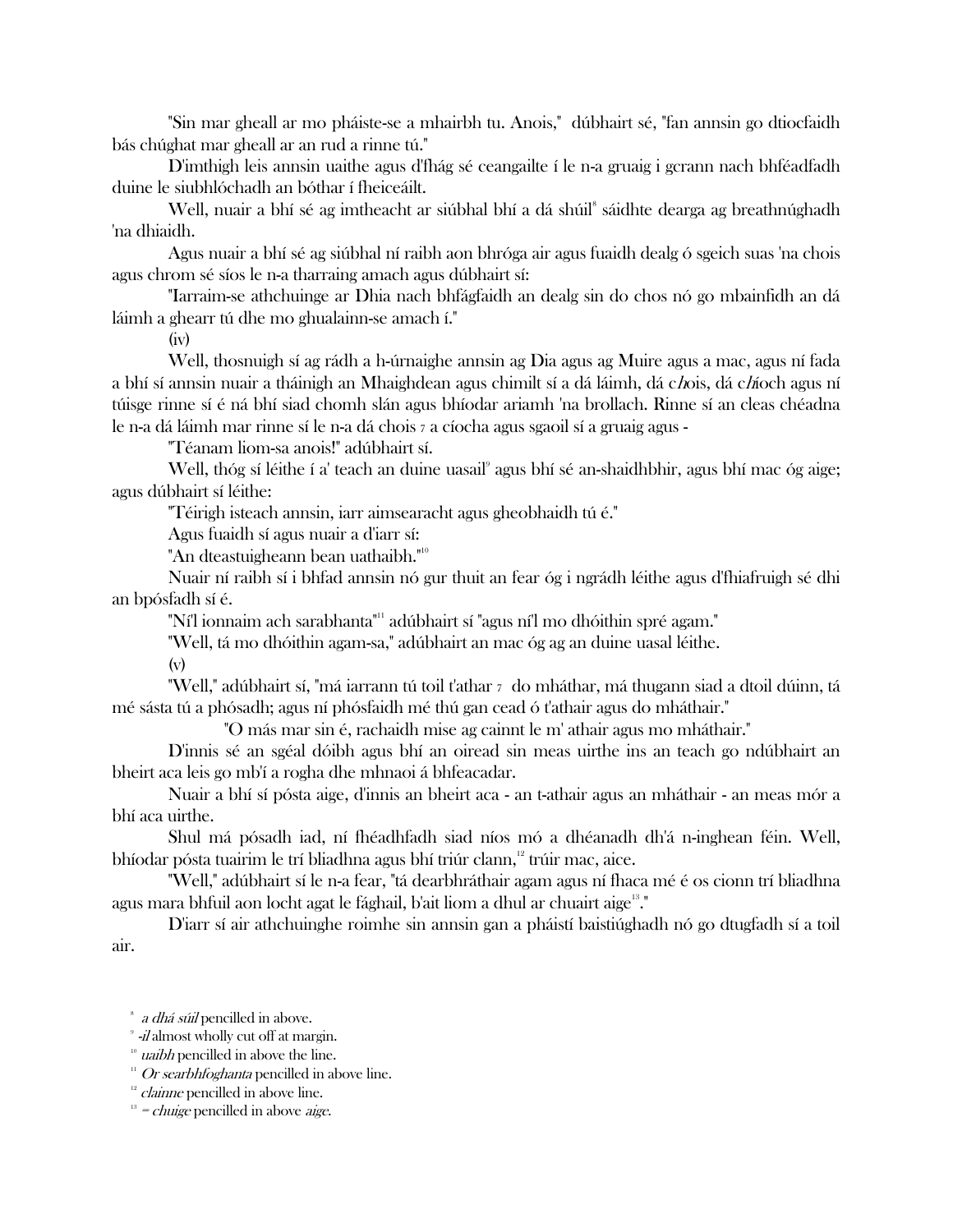"Sin mar gheall ar mo pháiste-se a mhairbh tu. Anois," dúbhairt sé, "fan annsin go dtiocfaidh bás chúghat mar gheall ar an rud a rinne tú."

D'imthigh leis annsin uaithe agus d'fhág sé ceangailte í le n-a gruaig i gcrann nach bhféadfadh duine le siubhlóchadh an bóthar í fheiceáilt.

Well, nuair a bhí sé ag imtheacht ar siúbhal bhí a dá shúil[8] sáidhte dearga ag breathnúghadh 'na dhiaidh.

Agus nuair a bhí sé ag siúbhal ní raibh aon bhróga air agus fuaidh dealg ó sgeich suas 'na chois agus chrom sé síos le n-a tharraing amach agus dúbhairt sí:

"Iarraim-se athchuinge ar Dhia nach bhfágfaidh an dealg sin do chos nó go mbainfidh an dá láimh a ghearr tú dhe mo ghualainn-se amach í."

(iv)

Well, thosnuigh sí ag rádh a h-úrnaighe annsin ag Dia agus ag Muire agus a mac, agus ní fada a bhí sí annsin nuair a tháinigh an Mhaighdean agus chimilt sí a dá láimh, dá c*h*ois, dá c*h*íoch agus ní túisge rinne sí é ná bhí siad chomh slán agus bhíodar ariamh 'na brollach. Rinne sí an cleas chéadna le n-a dá láimh mar rinne sí le n-a dá chois ⁊ a cíocha agus sgaoil sí a gruaig agus -

"Téanam liom-sa anois!" adúbhairt sí.

Well, thóg sí léithe í a' teach an duine uasail[9] agus bhí sé an-shaidhbhir, agus bhí mac óg aige; agus dúbhairt sí léithe:

"Téirigh isteach annsin, iarr aimsearacht agus gheobhaidh tú é."

Agus fuaidh sí agus nuair a d'iarr sí:

"An dteastuigheann bean uathaibh."[10]

Nuair ní raibh sí i bhfad annsin nó gur thuit an fear óg i ngrádh léithe agus d'fhiafruigh sé dhi an bpósfadh sí é.

"Ní'l ionnaim ach sarabhanta"[11] adúbhairt sí "agus ní'l mo dhóithin spré agam."

"Well, tá mo dhóithin agam-sa," adúbhairt an mac óg ag an duine uasal léithe.

(v)

"Well," adúbhairt sí, "má iarrann tú toil t'athar ⁊ do mháthar, má thugann siad a dtoil dúinn, tá mé sásta tú a phósadh; agus ní phósfaidh mé thú gan cead ó t'athair agus do mháthair."

"O más mar sin é, rachaidh mise ag caint le m' athair agus mo mháthair."

D'innis sé an sgéal dóibh agus bhí an oiread sin meas uirthe ins an teach go ndúbhairt an bheirt aca leis go mb'í a rogha dhe mhnaoi á bhfeacadar.

Nuair a bhí sí pósta aige, d'innis an bheirt aca - an t-athair agus an mháthair - an meas mór a bhí aca uirthe.

Shul má pósadh iad, ní fhéadhfadh siad níos mó a dhéanadh dh'á n-inghean féin. Well, bhíodar pósta tuairim le trí bliadhna agus bhí triúr clann,[12] trúir mac, aice.

"Well," adúbhairt sí le n-a fear, "tá dearbhráthair agam agus ní fhaca mé é os cionn trí bliadhna agus mara bhfuil aon locht agat le fághail, b'ait liom a dhul ar chuairt aige[13]."

D'iarr sí air athchuinghe roimhe sin annsin gan a pháistí baistiúghadh nó go dtugfadh sí a toil air.

---

[8] *a dhá súil* pencilled in above.

[9] *-il* almost wholly cut off at margin.

[10] *uaibh* pencilled in above the line.

[11] *Or searbhfoghanta* pencilled in above line.

[12] *clainne* pencilled in above line.

[13] *= chuige* pencilled in above *aige*.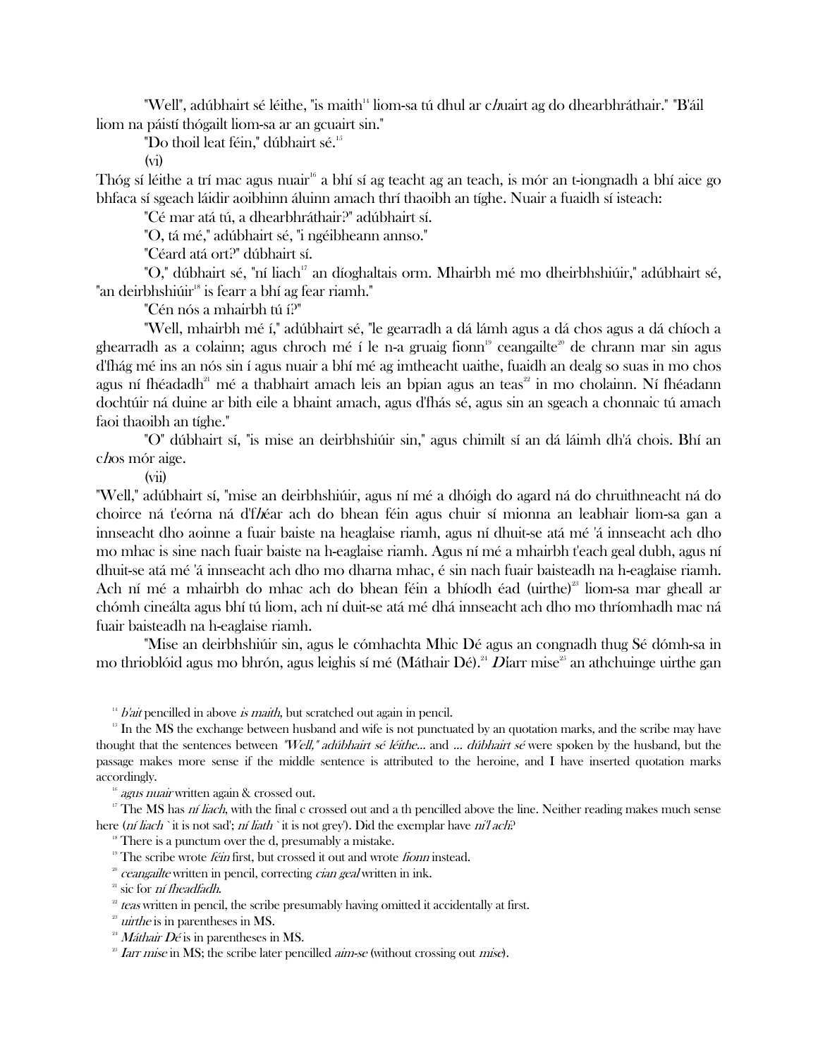"Well", adúbhairt sé léithe, "is maith[14] liom-sa tú dhul ar c*h*uairt ag do dhearbhráthair." "B'áil liom na páistí thógailt liom-sa ar an gcuairt sin."

"Do thoil leat féin," dúbhairt sé.[15]

(vi)

Thóg sí léithe a trí mac agus nuair[16] a bhí sí ag teacht ag an teach, is mór an t-iongnadh a bhí aice go bhfaca sí sgeach láidir aoibhinn álainn amach thrí thaoibh an tíghe. Nuair a fuaidh sí isteach:

"Cé mar atá tú, a dhearbhráthair?" adúbhairt sí.

"O, tá mé," adúbhairt sé, "i ngéibheann annso."

"Céard atá ort?" dúbhairt sí.

"O," dúbhairt sé, "ní liach[17] an díoghaltais orm. Mhairbh mé mo dheirbhshiúir," adúbhairt sé, "an deirbhshiúir[18] is fearr a bhí ag fear riamh."

"Cén nós a mhairbh tú í?"

"Well, mhairbh mé í," adúbhairt sé, "le gearradh a dá lámh agus a dá chos agus a dá chíoch a ghearradh as a colainn; agus chroch mé í le n-a gruaig fionn[19] ceangailte[20] de chrann mar sin agus d'fhág mé ins an nós sin í agus nuair a bhí mé ag imtheacht uaithe, fuaidh an dealg so suas in mo chos agus ní fhéadadh[21] mé a thabhairt amach leis an bpian agus an teas[22] in mo cholainn. Ní fhéadann dochtúir ná duine ar bith eile a bhaint amach, agus d'fhás sé, agus sin an sgeach a chonnaic tú amach faoi thaoibh an tíghe."

"O" dúbhairt sí, "is mise an deirbhshiúir sin," agus chimilt sí an dá láimh dh'á chois. Bhí an c*h*os mór aige.

(vii)

"Well," adúbhairt sí, "mise an deirbhshiúir, agus ní mé a dhóigh do agard ná do chruithneacht ná do choirce ná t'eórna ná d'f*h*éar ach do bhean féin agus chuir sí mionna an leabhair liom-sa gan a innseacht dho aoinne a fuair baiste na heaglaise riamh, agus ní dhuit-se atá mé 'á innseacht ach dho mo mhac is sine nach fuair baiste na h-eaglaise riamh. Agus ní mé a mhairbh t'each geal dubh, agus ní dhuit-se atá mé 'á innseacht ach dho mo dharna mhac, é sin nach fuair baisteadh na h-eaglaise riamh. Ach ní mé a mhairbh do mhac ach do bhean féin a bhíodh éad (uirthe)[23] liom-sa mar gheall ar chómh cineálta agus bhí tú liom, ach ní duit-se atá mé dhá innseacht ach dho mo thríomhadh mac ná fuair baisteadh na h-eaglaise riamh.

"Mise an deirbhshiúir sin, agus le cómhachta Mhic Dé agus an congnadh thug Sé dómh-sa in mo thrioblóid agus mo bhrón, agus leighis sí mé (Máthair Dé).[24] *D*íarr mise[25] an athchuinge uirthe gan

---

[14] *b'ait* pencilled in above *is maith*, but scratched out again in pencil.

[15] In the MS the exchange between husband and wife is not punctuated by an quotation marks, and the scribe may have thought that the sentences between *"Well," adúbhairt sé léithe...* and *... dúbhairt sé* were spoken by the husband, but the passage makes more sense if the middle sentence is attributed to the heroine, and I have inserted quotation marks accordingly.

[16] *agus nuair* written again & crossed out.

[17] The MS has *ní liach*, with the final c crossed out and a th pencilled above the line. Neither reading makes much sense here (*ní liach* `it is not sad'; *ní liath* `it is not grey'). Did the exemplar have *ní'l ach*?

[18] There is a punctum over the d, presumably a mistake.

[19] The scribe wrote *féin* first, but crossed it out and wrote *fionn* instead.

[20] *ceangailte* written in pencil, correcting *cian geal* written in ink.

[21] sic for *ní fheadfadh*.

[22] *teas* written in pencil, the scribe presumably having omitted it accidentally at first.

[23] *uirthe* is in parentheses in MS.

[24] *Máthair Dé* is in parentheses in MS.

[25] *Iarr mise* in MS; the scribe later pencilled *aim-se* (without crossing out *mise*).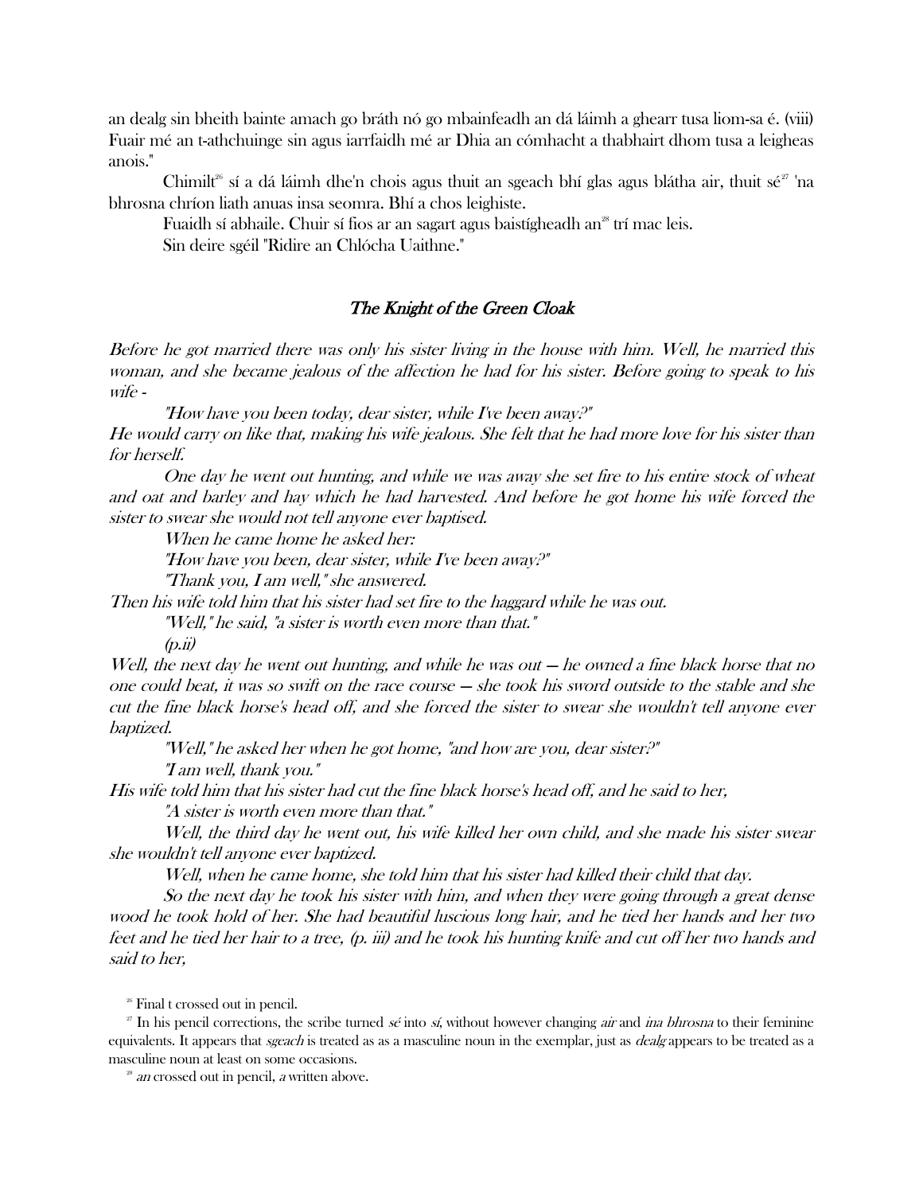an dealg sin bheith bainte amach go bráth nó go mbainfeadh an dá láimh a ghearr tusa liom-sa é. (viii) Fuair mé an t-athchuinge sin agus iarrfaidh mé ar Dhia an cómhacht a thabhairt dhom tusa a leigheas anois."

Chimilt[26] sí a dá láimh dhe'n chois agus thuit an sgeach bhí glas agus blátha air, thuit sé[27] 'na bhrosna chríon liath anuas insa seomra. Bhí a chos leighiste.

Fuaidh sí abhaile. Chuir sí fios ar an sagart agus baistígheadh an[28] trí mac leis.

Sin deire sgéil "Ridire an Chlócha Uaithne."

## *The Knight of the Green Cloak*

*Before he got married there was only his sister living in the house with him. Well, he married this woman, and she became jealous of the affection he had for his sister. Before going to speak to his wife -*

*"How have you been today, dear sister, while I've been away?"*

*He would carry on like that, making his wife jealous. She felt that he had more love for his sister than for herself.*

*One day he went out hunting, and while we was away she set fire to his entire stock of wheat and oat and barley and hay which he had harvested. And before he got home his wife forced the sister to swear she would not tell anyone ever baptised.*

*When he came home he asked her:*

*"How have you been, dear sister, while I've been away?"*

*"Thank you, I am well," she answered.*

*Then his wife told him that his sister had set fire to the haggard while he was out.*

*"Well," he said, "a sister is worth even more than that."*

*(p.ii)*

*Well, the next day he went out hunting, and while he was out — he owned a fine black horse that no one could beat, it was so swift on the race course — she took his sword outside to the stable and she cut the fine black horse's head off, and she forced the sister to swear she wouldn't tell anyone ever baptized.*

*"Well," he asked her when he got home, "and how are you, dear sister?"*

*"I am well, thank you."*

*His wife told him that his sister had cut the fine black horse's head off, and he said to her,*

*"A sister is worth even more than that."*

*Well, the third day he went out, his wife killed her own child, and she made his sister swear she wouldn't tell anyone ever baptized.*

*Well, when he came home, she told him that his sister had killed their child that day.*

*So the next day he took his sister with him, and when they were going through a great dense wood he took hold of her. She had beautiful luscious long hair, and he tied her hands and her two feet and he tied her hair to a tree, (p. iii) and he took his hunting knife and cut off her two hands and said to her,*

---

[26] Final t crossed out in pencil.

[27] In his pencil corrections, the scribe turned *sé* into *sí*, without however changing *air* and *ina bhrosna* to their feminine equivalents. It appears that *sgeach* is treated as as a masculine noun in the exemplar, just as *dealg* appears to be treated as a masculine noun at least on some occasions.

[28] *an* crossed out in pencil, *a* written above.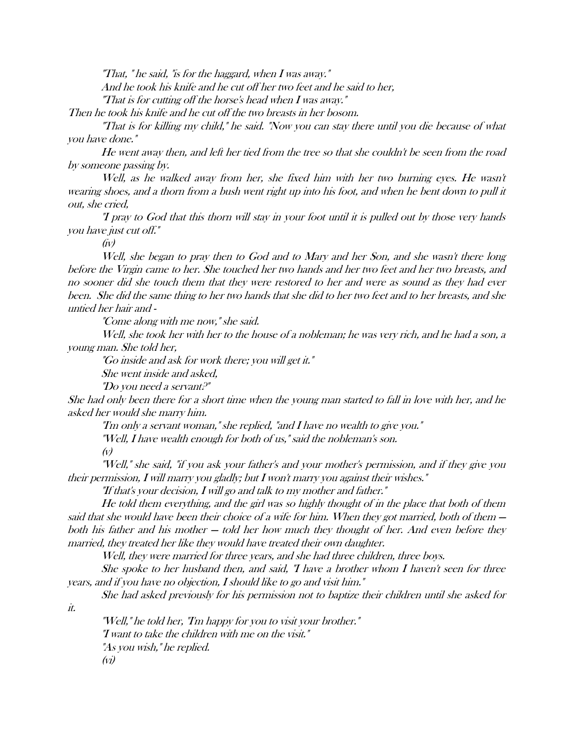*"That, " he said, "is for the haggard, when I was away."*

*And he took his knife and he cut off her two feet and he said to her,*

*"That is for cutting off the horse's head when I was away."*

*Then he took his knife and he cut off the two breasts in her bosom.*

*"That is for killing my child," he said. "Now you can stay there until you die because of what you have done."*

*He went away then, and left her tied from the tree so that she couldn't be seen from the road by someone passing by.*

*Well, as he walked away from her, she fixed him with her two burning eyes. He wasn't wearing shoes, and a thorn from a bush went right up into his foot, and when he bent down to pull it out, she cried,*

*"I pray to God that this thorn will stay in your foot until it is pulled out by those very hands you have just cut off."*

*(iv)*

*Well, she began to pray then to God and to Mary and her Son, and she wasn't there long before the Virgin came to her. She touched her two hands and her two feet and her two breasts, and no sooner did she touch them that they were restored to her and were as sound as they had ever been. She did the same thing to her two hands that she did to her two feet and to her breasts, and she untied her hair and -*

*"Come along with me now," she said.*

*Well, she took her with her to the house of a nobleman; he was very rich, and he had a son, a young man. She told her,*

*"Go inside and ask for work there; you will get it."*

*She went inside and asked,*

*"Do you need a servant?"*

*She had only been there for a short time when the young man started to fall in love with her, and he asked her would she marry him.*

*"I'm only a servant woman," she replied, "and I have no wealth to give you."*

*"Well, I have wealth enough for both of us," said the nobleman's son.*

*(v)*

*"Well," she said, "if you ask your father's and your mother's permission, and if they give you their permission, I will marry you gladly; but I won't marry you against their wishes."*

*"If that's your decision, I will go and talk to my mother and father."*

*He told them everything, and the girl was so highly thought of in the place that both of them said that she would have been their choice of a wife for him. When they got married, both of them — both his father and his mother — told her how much they thought of her. And even before they married, they treated her like they would have treated their own daughter.*

*Well, they were married for three years, and she had three children, three boys.*

*She spoke to her husband then, and said, "I have a brother whom I haven't seen for three years, and if you have no objection, I should like to go and visit him."*

*She had asked previously for his permission not to baptize their children until she asked for it.*

*"Well," he told her, "I'm happy for you to visit your brother."*

*"I want to take the children with me on the visit."*

*"As you wish," he replied.*

*(vi)*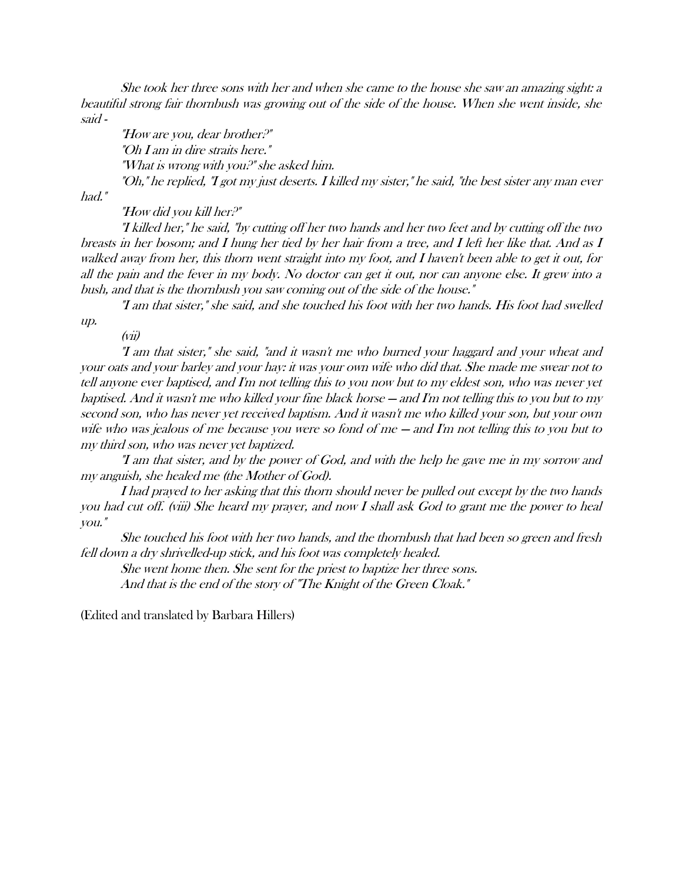*She took her three sons with her and when she came to the house she saw an amazing sight: a beautiful strong fair thornbush was growing out of the side of the house. When she went inside, she said -*

*"How are you, dear brother?"*

*"Oh I am in dire straits here."*

*"What is wrong with you?" she asked him.*

*"Oh," he replied, "I got my just deserts. I killed my sister," he said, "the best sister any man ever had."*

*"How did you kill her?"*

*"I killed her," he said, "by cutting off her two hands and her two feet and by cutting off the two breasts in her bosom; and I hung her tied by her hair from a tree, and I left her like that. And as I walked away from her, this thorn went straight into my foot, and I haven't been able to get it out, for all the pain and the fever in my body. No doctor can get it out, nor can anyone else. It grew into a bush, and that is the thornbush you saw coming out of the side of the house."*

*"I am that sister," she said, and she touched his foot with her two hands. His foot had swelled up.*

*(vii)*

*"I am that sister," she said, "and it wasn't me who burned your haggard and your wheat and your oats and your barley and your hay: it was your own wife who did that. She made me swear not to tell anyone ever baptised, and I'm not telling this to you now but to my eldest son, who was never yet baptised. And it wasn't me who killed your fine black horse — and I'm not telling this to you but to my second son, who has never yet received baptism. And it wasn't me who killed your son, but your own wife who was jealous of me because you were so fond of me — and I'm not telling this to you but to my third son, who was never yet baptized.*

*"I am that sister, and by the power of God, and with the help he gave me in my sorrow and my anguish, she healed me (the Mother of God).*

*I had prayed to her asking that this thorn should never be pulled out except by the two hands you had cut off. (viii) She heard my prayer, and now I shall ask God to grant me the power to heal you."*

*She touched his foot with her two hands, and the thornbush that had been so green and fresh fell down a dry shrivelled-up stick, and his foot was completely healed.*

*She went home then. She sent for the priest to baptize her three sons.*

*And that is the end of the story of "The Knight of the Green Cloak."*

(Edited and translated by Barbara Hillers)